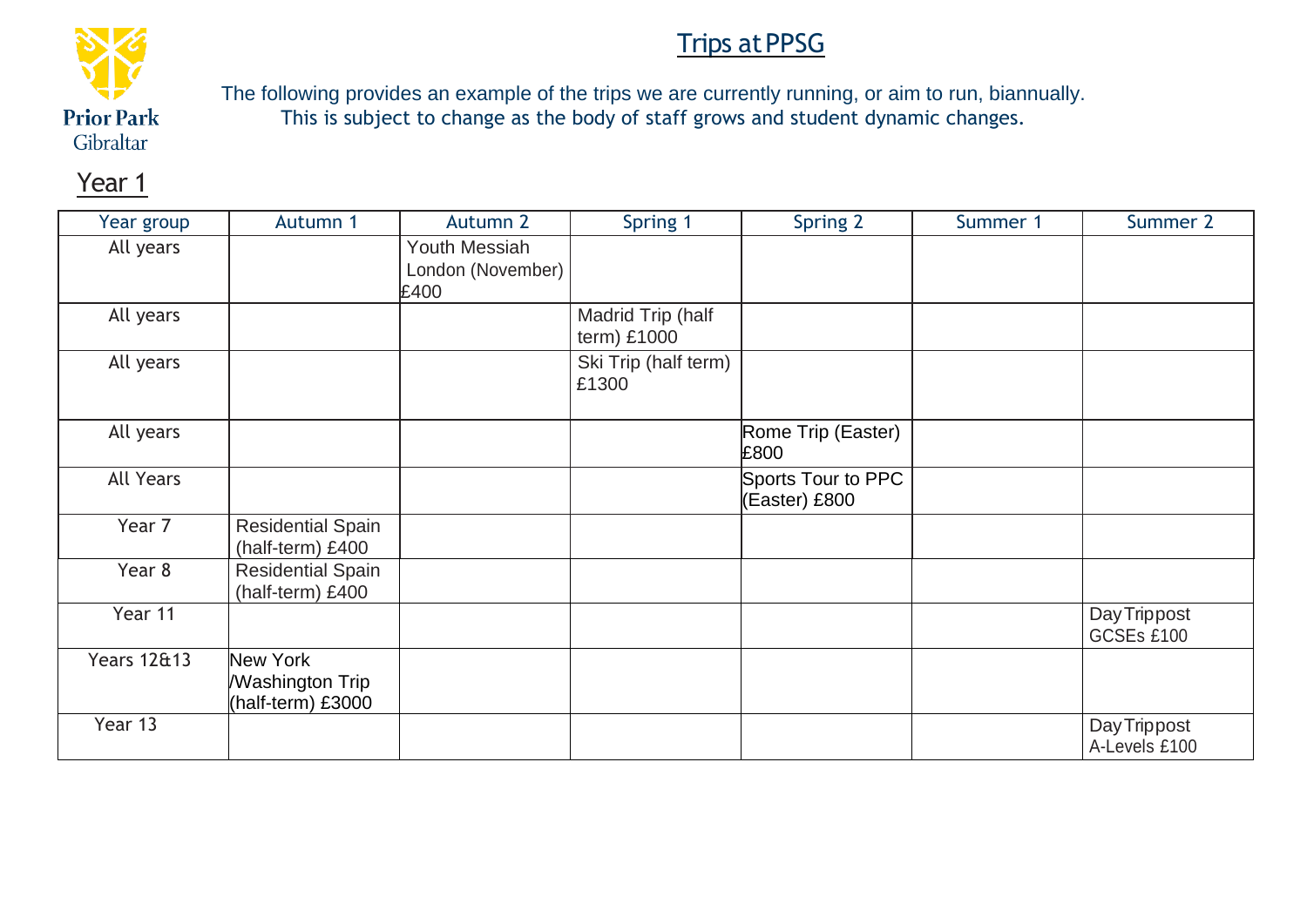Prior Park
Gibraltar

# Trips at PPSG

The following provides an example of the trips we are currently running, or aim to run, biannually.
This is subject to change as the body of staff grows and student dynamic changes.

## Year 1

| Year group | Autumn 1 | Autumn 2 | Spring 1 | Spring 2 | Summer 1 | Summer 2 |
|---|---|---|---|---|---|---|
| All years | | Youth Messiah London (November) £400 | | | | |
| All years | | | Madrid Trip (half term) £1000 | | | |
| All years | | | Ski Trip (half term) £1300 | | | |
| All years | | | | Rome Trip (Easter) £800 | | |
| All Years | | | | Sports Tour to PPC (Easter) £800 | | |
| Year 7 | Residential Spain (half-term) £400 | | | | | |
| Year 8 | Residential Spain (half-term) £400 | | | | | |
| Year 11 | | | | | | Day Trip post GCSEs £100 |
| Years 12&13 | New York /Washington Trip (half-term) £3000 | | | | | |
| Year 13 | | | | | | Day Trip post A-Levels £100 |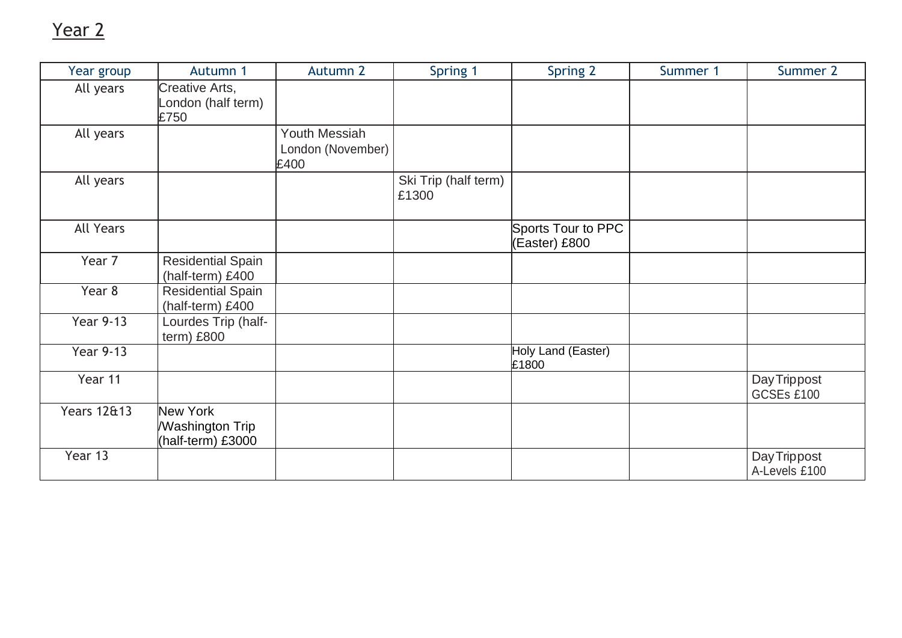## Year 2

| Year group | Autumn 1 | Autumn 2 | Spring 1 | Spring 2 | Summer 1 | Summer 2 |
|---|---|---|---|---|---|---|
| All years | Creative Arts, London (half term) £750 | | | | | |
| All years | | Youth Messiah London (November) £400 | | | | |
| All years | | | Ski Trip (half term) £1300 | | | |
| All Years | | | | Sports Tour to PPC (Easter) £800 | | |
| Year 7 | Residential Spain (half-term) £400 | | | | | |
| Year 8 | Residential Spain (half-term) £400 | | | | | |
| Year 9-13 | Lourdes Trip (half-term) £800 | | | | | |
| Year 9-13 | | | | Holy Land (Easter) £1800 | | |
| Year 11 | | | | | | Day Trip post GCSEs £100 |
| Years 12&13 | New York /Washington Trip (half-term) £3000 | | | | | |
| Year 13 | | | | | | Day Trip post A-Levels £100 |